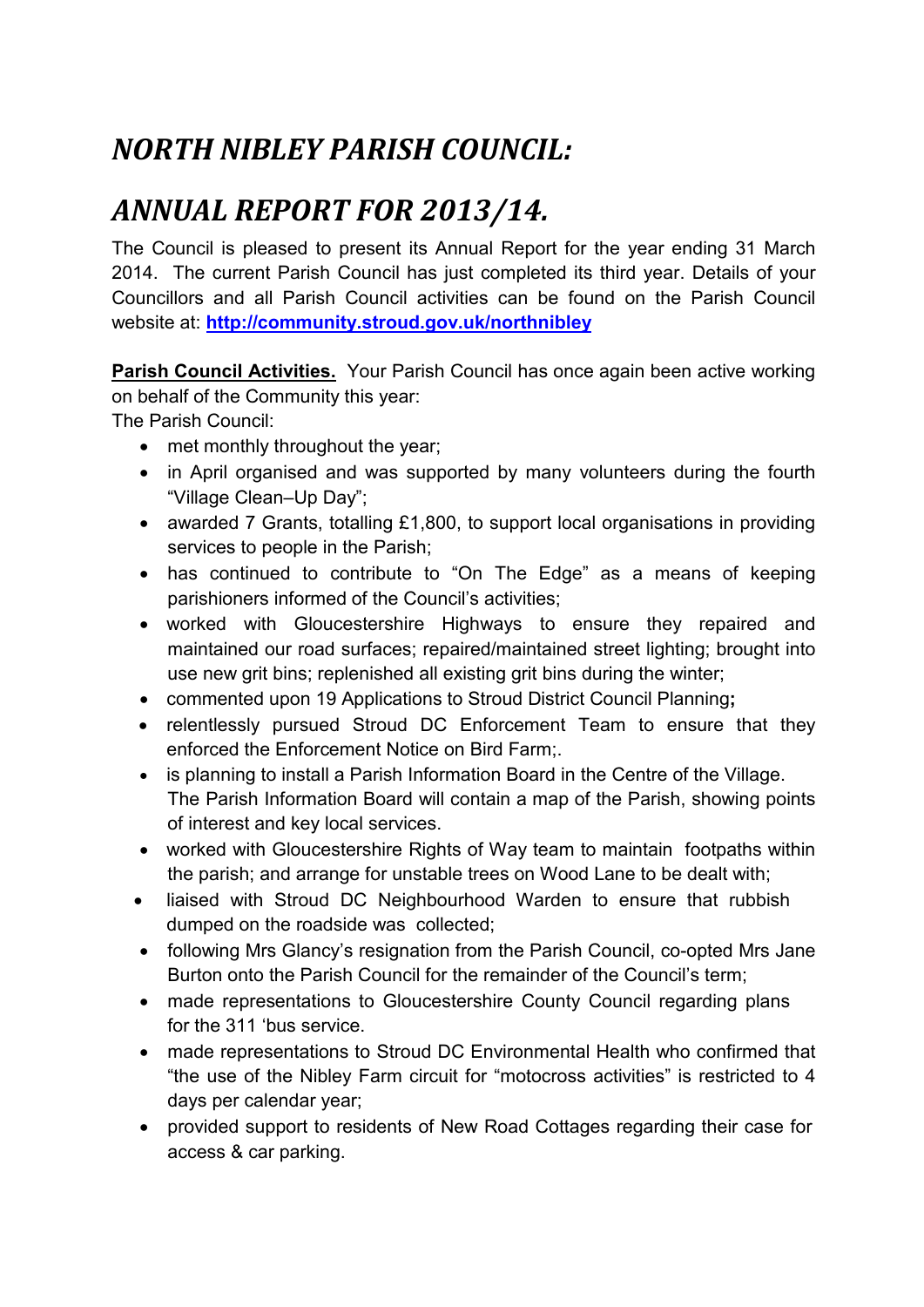# *NORTH NIBLEY PARISH COUNCIL:*

# *ANNUAL REPORT FOR 2013/14.*

The Council is pleased to present its Annual Report for the year ending 31 March 2014. The current Parish Council has just completed its third year. Details of your Councillors and all Parish Council activities can be found on the Parish Council website at: **[http://community.stroud.gov.uk/northnibley](http://community.stroud.gov.uk/northnibley)**

**Parish Council Activities.** Your Parish Council has once again been active working on behalf of the Community this year:

The Parish Council:

- met monthly throughout the year;
- in April organised and was supported by many volunteers during the fourth "Village Clean–Up Day";
- awarded 7 Grants, totalling £1,800, to support local organisations in providing services to people in the Parish;
- has continued to contribute to "On The Edge" as a means of keeping parishioners informed of the Council's activities;
- worked with Gloucestershire Highways to ensure they repaired and maintained our road surfaces; repaired/maintained street lighting; brought into use new grit bins; replenished all existing grit bins during the winter;
- commented upon 19 Applications to Stroud District Council Planning**;**
- relentlessly pursued Stroud DC Enforcement Team to ensure that they enforced the Enforcement Notice on Bird Farm;.
- is planning to install a Parish Information Board in the Centre of the Village. The Parish Information Board will contain a map of the Parish, showing points of interest and key local services.
- worked with Gloucestershire Rights of Way team to maintain footpaths within the parish; and arrange for unstable trees on Wood Lane to be dealt with;
- liaised with Stroud DC Neighbourhood Warden to ensure that rubbish dumped on the roadside was collected;
- following Mrs Glancy's resignation from the Parish Council, co-opted Mrs Jane Burton onto the Parish Council for the remainder of the Council's term;
- made representations to Gloucestershire County Council regarding plans for the 311 'bus service.
- made representations to Stroud DC Environmental Health who confirmed that "the use of the Nibley Farm circuit for "motocross activities" is restricted to 4 days per calendar year;
- provided support to residents of New Road Cottages regarding their case for access & car parking.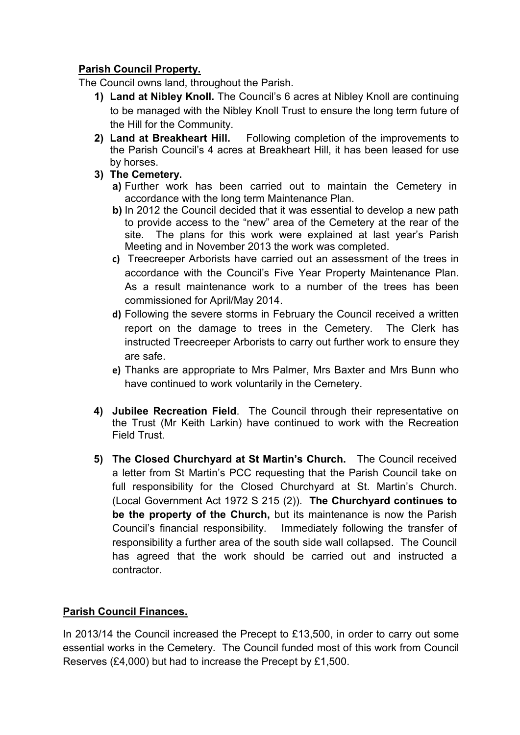**Parish Council Property.**

The Council owns land, throughout the Parish.

1) **Land at Nibley Knoll.** The Council's 6 acres at Nibley Knoll are continuing to be managed with the Nibley Knoll Trust to ensure the long term future of the Hill for the Community.
2) **Land at Breakheart Hill.** Following completion of the improvements to the Parish Council's 4 acres at Breakheart Hill, it has been leased for use by horses.
3) **The Cemetery.**
   a) Further work has been carried out to maintain the Cemetery in accordance with the long term Maintenance Plan.
   b) In 2012 the Council decided that it was essential to develop a new path to provide access to the "new" area of the Cemetery at the rear of the site. The plans for this work were explained at last year's Parish Meeting and in November 2013 the work was completed.
   c) Treecreeper Arborists have carried out an assessment of the trees in accordance with the Council's Five Year Property Maintenance Plan. As a result maintenance work to a number of the trees has been commissioned for April/May 2014.
   d) Following the severe storms in February the Council received a written report on the damage to trees in the Cemetery. The Clerk has instructed Treecreeper Arborists to carry out further work to ensure they are safe.
   e) Thanks are appropriate to Mrs Palmer, Mrs Baxter and Mrs Bunn who have continued to work voluntarily in the Cemetery.
4) **Jubilee Recreation Field**. The Council through their representative on the Trust (Mr Keith Larkin) have continued to work with the Recreation Field Trust.
5) **The Closed Churchyard at St Martin's Church.** The Council received a letter from St Martin's PCC requesting that the Parish Council take on full responsibility for the Closed Churchyard at St. Martin's Church. (Local Government Act 1972 S 215 (2)). **The Churchyard continues to be the property of the Church,** but its maintenance is now the Parish Council's financial responsibility. Immediately following the transfer of responsibility a further area of the south side wall collapsed. The Council has agreed that the work should be carried out and instructed a contractor.

**Parish Council Finances.**

In 2013/14 the Council increased the Precept to £13,500, in order to carry out some essential works in the Cemetery. The Council funded most of this work from Council Reserves (£4,000) but had to increase the Precept by £1,500.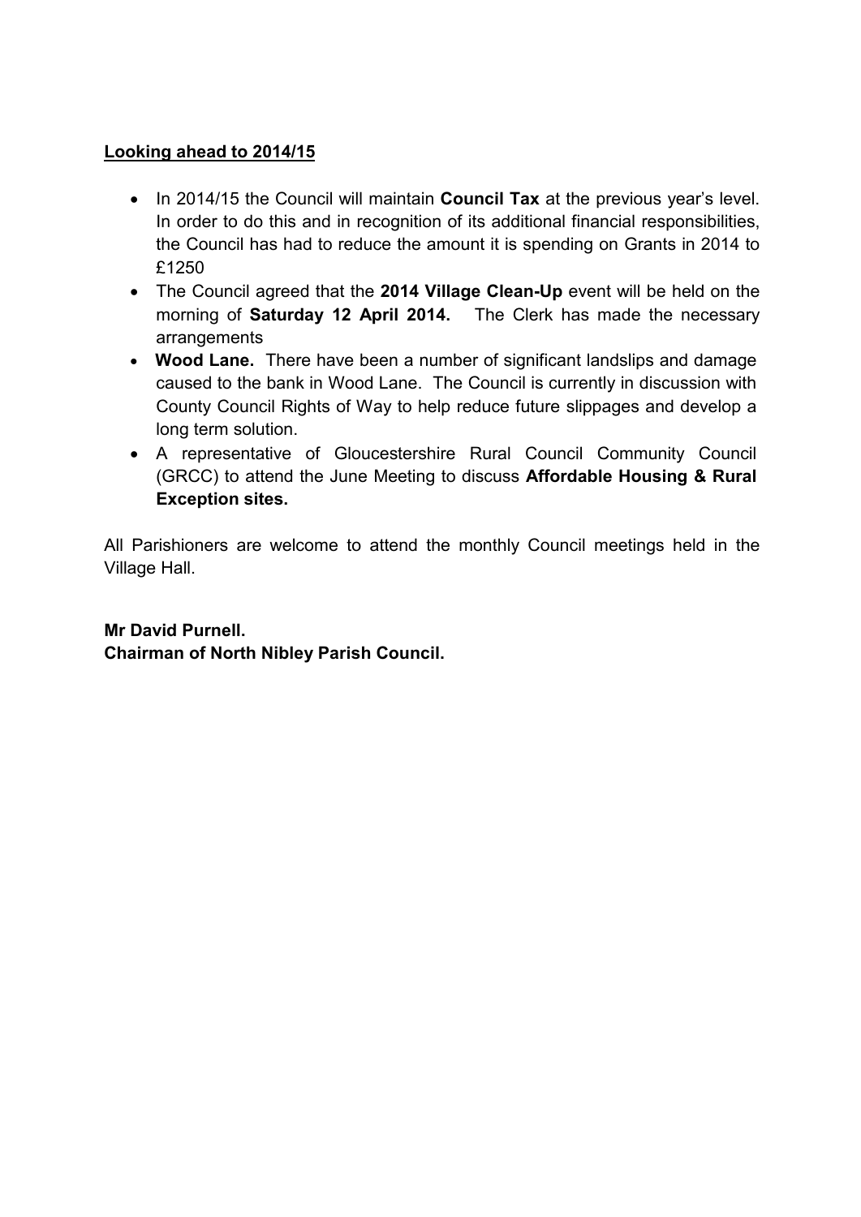**Looking ahead to 2014/15**

- In 2014/15 the Council will maintain **Council Tax** at the previous year's level. In order to do this and in recognition of its additional financial responsibilities, the Council has had to reduce the amount it is spending on Grants in 2014 to £1250
- The Council agreed that the **2014 Village Clean-Up** event will be held on the morning of **Saturday 12 April 2014.** The Clerk has made the necessary arrangements
- **Wood Lane.** There have been a number of significant landslips and damage caused to the bank in Wood Lane. The Council is currently in discussion with County Council Rights of Way to help reduce future slippages and develop a long term solution.
- A representative of Gloucestershire Rural Council Community Council (GRCC) to attend the June Meeting to discuss **Affordable Housing & Rural Exception sites.**

All Parishioners are welcome to attend the monthly Council meetings held in the Village Hall.

**Mr David Purnell.**
**Chairman of North Nibley Parish Council.**